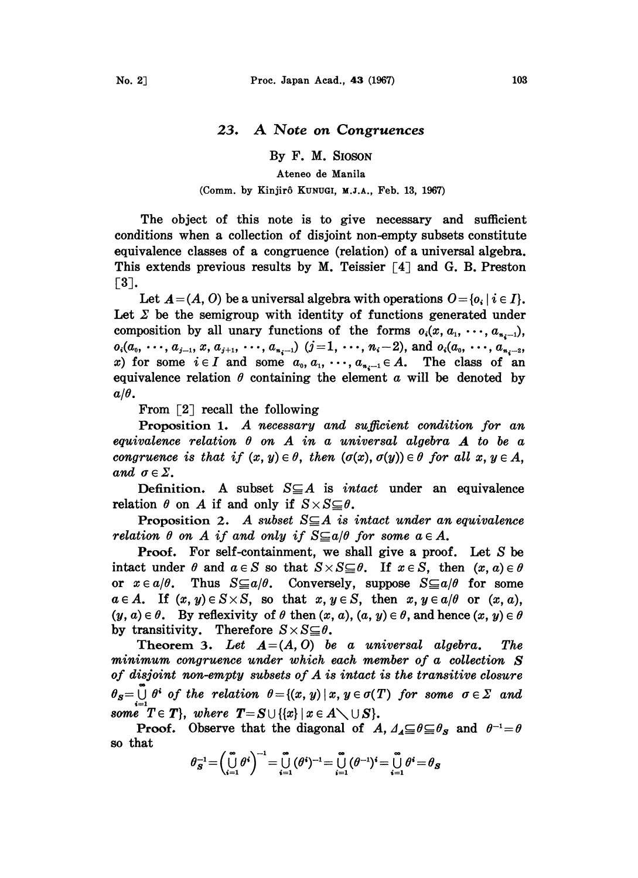# 23. A Note on Congruences

By F. M. SIOSON

Ateneo de Manila

(Comm. by Kinjirô KUNUGI, M.J.A., Feb. 13, 1967)

The object of this note is to give necessary and sufficient conditions when a collection of disjoint non-empty subsets constitute equivalence classes of a congruence (relation) of a universal algebra. This extends previous results by M. Teissier [4] and G. B. Preston [3].

Let $\boldsymbol{A}=(A, O)$ be a universal algebra with operations $O=\{o_i \mid i \in I\}$. Let $\Sigma$ be the semigroup with identity of functions generated under composition by all unary functions of the forms $o_i(x, a_1, \cdots, a_{n_i-1})$, $o_i(a_0, \cdots, a_{j-1}, x, a_{j+1}, \cdots, a_{n_i-1})$ $(j=1, \cdots, n_i-2)$, and $o_i(a_0, \cdots, a_{n_i-2}, x)$ for some $i \in I$ and some $a_0, a_1, \cdots, a_{n_i-1} \in A$. The class of an equivalence relation $\theta$ containing the element $a$ will be denoted by $a/\theta$.

From [2] recall the following

**Proposition 1.** *A necessary and sufficient condition for an equivalence relation $\theta$ on $A$ in a universal algebra $\boldsymbol{A}$ to be a congruence is that if $(x, y) \in \theta$, then $(\sigma(x), \sigma(y)) \in \theta$ for all $x, y \in A$, and $\sigma \in \Sigma$.*

**Definition.** A subset $S \subseteqq A$ is *intact* under an equivalence relation $\theta$ on $A$ if and only if $S \times S \subseteqq \theta$.

**Proposition 2.** *A subset $S \subseteqq A$ is intact under an equivalence relation $\theta$ on $A$ if and only if $S \subseteqq a/\theta$ for some $a \in A$.*

**Proof.** For self-containment, we shall give a proof. Let $S$ be intact under $\theta$ and $a \in S$ so that $S \times S \subseteqq \theta$. If $x \in S$, then $(x, a) \in \theta$ or $x \in a/\theta$. Thus $S \subseteqq a/\theta$. Conversely, suppose $S \subseteqq a/\theta$ for some $a \in A$. If $(x, y) \in S \times S$, so that $x, y \in S$, then $x, y \in a/\theta$ or $(x, a)$, $(y, a) \in \theta$. By reflexivity of $\theta$ then $(x, a), (a, y) \in \theta$, and hence $(x, y) \in \theta$ by transitivity. Therefore $S \times S \subseteqq \theta$.

**Theorem 3.** *Let $\boldsymbol{A}=(A, O)$ be a universal algebra. The minimum congruence under which each member of a collection $\boldsymbol{S}$ of disjoint non-empty subsets of $A$ is intact is the transitive closure $\theta_{\boldsymbol{S}}=\bigcup_{i=1}^{\infty} \theta^i$ of the relation $\theta=\{(x, y) \mid x, y \in \sigma(T)$ for some $\sigma \in \Sigma$ and some $T \in \boldsymbol{T}\}$, where $\boldsymbol{T}=\boldsymbol{S} \cup \{\{x\} \mid x \in A \setminus \cup \boldsymbol{S}\}$.*

**Proof.** Observe that the diagonal of $A$, $\Delta_A \subseteqq \theta \subseteqq \theta_{\boldsymbol{S}}$ and $\theta^{-1}=\theta$ so that

$$\theta_{\boldsymbol{S}}^{-1}=\left(\bigcup_{i=1}^{\infty} \theta^i\right)^{-1}=\bigcup_{i=1}^{\infty} (\theta^i)^{-1}=\bigcup_{i=1}^{\infty} (\theta^{-1})^i=\bigcup_{i=1}^{\infty} \theta^i=\theta_{\boldsymbol{S}}$$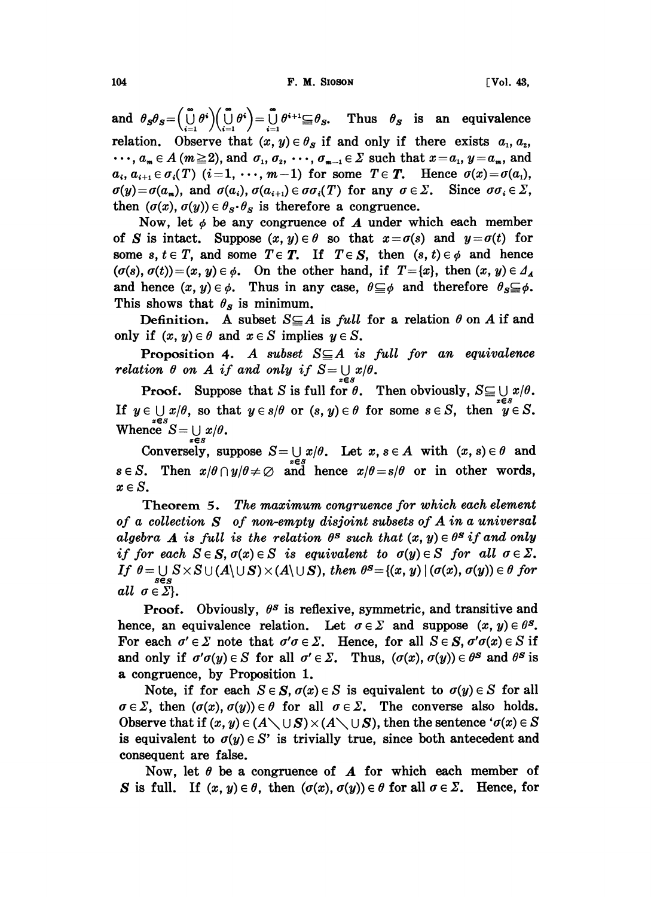and $\theta_S\theta_S=\left(\bigcup_{i=1}^{\infty}\theta^i\right)\left(\bigcup_{i=1}^{\infty}\theta^i\right)=\bigcup_{i=1}^{\infty}\theta^{i+1}\subseteq\theta_S$. Thus $\theta_S$ is an equivalence relation. Observe that $(x, y)\in\theta_S$ if and only if there exists $a_1, a_2, \cdots, a_m\in A$ $(m\geqq 2)$, and $\sigma_1, \sigma_2, \cdots, \sigma_{m-1}\in\Sigma$ such that $x=a_1$, $y=a_m$, and $a_i, a_{i+1}\in\sigma_i(T)$ $(i=1, \cdots, m-1)$ for some $T\in\boldsymbol{T}$. Hence $\sigma(x)=\sigma(a_1)$, $\sigma(y)=\sigma(a_m)$, and $\sigma(a_i), \sigma(a_{i+1})\in\sigma\sigma_i(T)$ for any $\sigma\in\Sigma$. Since $\sigma\sigma_i\in\Sigma$, then $(\sigma(x), \sigma(y))\in\theta_S\cdot\theta_S$ is therefore a congruence.

Now, let $\phi$ be any congruence of $\boldsymbol{A}$ under which each member of $\boldsymbol{S}$ is intact. Suppose $(x, y)\in\theta$ so that $x=\sigma(s)$ and $y=\sigma(t)$ for some $s, t\in T$, and some $T\in\boldsymbol{T}$. If $T\in\boldsymbol{S}$, then $(s, t)\in\phi$ and hence $(\sigma(s), \sigma(t))=(x, y)\in\phi$. On the other hand, if $T=\{x\}$, then $(x, y)\in\Delta_A$ and hence $(x, y)\in\phi$. Thus in any case, $\theta\subseteq\phi$ and therefore $\theta_S\subseteq\phi$. This shows that $\theta_S$ is minimum.

**Definition.** A subset $S\subseteq A$ is *full* for a relation $\theta$ on $A$ if and only if $(x, y)\in\theta$ and $x\in S$ implies $y\in S$.

**Proposition 4.** *A subset $S\subseteq A$ is full for an equivalence relation $\theta$ on $A$ if and only if $S=\bigcup_{x\in S}x/\theta$.*

**Proof.** Suppose that $S$ is full for $\theta$. Then obviously, $S\subseteq\bigcup_{x\in S}x/\theta$. If $y\in\bigcup_{x\in S}x/\theta$, so that $y\in s/\theta$ or $(s, y)\in\theta$ for some $s\in S$, then $y\in S$. Whence $S=\bigcup_{x\in S}x/\theta$.

Conversely, suppose $S=\bigcup_{x\in S}x/\theta$. Let $x, s\in A$ with $(x, s)\in\theta$ and $s\in S$. Then $x/\theta\cap y/\theta\neq\varnothing$ and hence $x/\theta=s/\theta$ or in other words, $x\in S$.

**Theorem 5.** *The maximum congruence for which each element of a collection $\boldsymbol{S}$ of non-empty disjoint subsets of $A$ in a universal algebra $\boldsymbol{A}$ is full is the relation $\theta^S$ such that $(x, y)\in\theta^S$ if and only if for each $S\in\boldsymbol{S}$, $\sigma(x)\in S$ is equivalent to $\sigma(y)\in S$ for all $\sigma\in\Sigma$. If $\theta=\bigcup_{S\in\boldsymbol{S}}S\times S\cup(A\setminus\cup\boldsymbol{S})\times(A\setminus\cup\boldsymbol{S})$, then $\theta^S=\{(x, y)\mid(\sigma(x), \sigma(y))\in\theta$ for all $\sigma\in\Sigma\}$.*

**Proof.** Obviously, $\theta^S$ is reflexive, symmetric, and transitive and hence, an equivalence relation. Let $\sigma\in\Sigma$ and suppose $(x, y)\in\theta^S$. For each $\sigma'\in\Sigma$ note that $\sigma'\sigma\in\Sigma$. Hence, for all $S\in\boldsymbol{S}$, $\sigma'\sigma(x)\in S$ if and only if $\sigma'\sigma(y)\in S$ for all $\sigma'\in\Sigma$. Thus, $(\sigma(x), \sigma(y))\in\theta^S$ and $\theta^S$ is a congruence, by Proposition 1.

Note, if for each $S\in\boldsymbol{S}$, $\sigma(x)\in S$ is equivalent to $\sigma(y)\in S$ for all $\sigma\in\Sigma$, then $(\sigma(x), \sigma(y))\in\theta$ for all $\sigma\in\Sigma$. The converse also holds. Observe that if $(x, y)\in(A\setminus\cup\boldsymbol{S})\times(A\setminus\cup\boldsymbol{S})$, then the sentence '$\sigma(x)\in S$ is equivalent to $\sigma(y)\in S$' is trivially true, since both antecedent and consequent are false.

Now, let $\theta$ be a congruence of $\boldsymbol{A}$ for which each member of $\boldsymbol{S}$ is full. If $(x, y)\in\theta$, then $(\sigma(x), \sigma(y))\in\theta$ for all $\sigma\in\Sigma$. Hence, for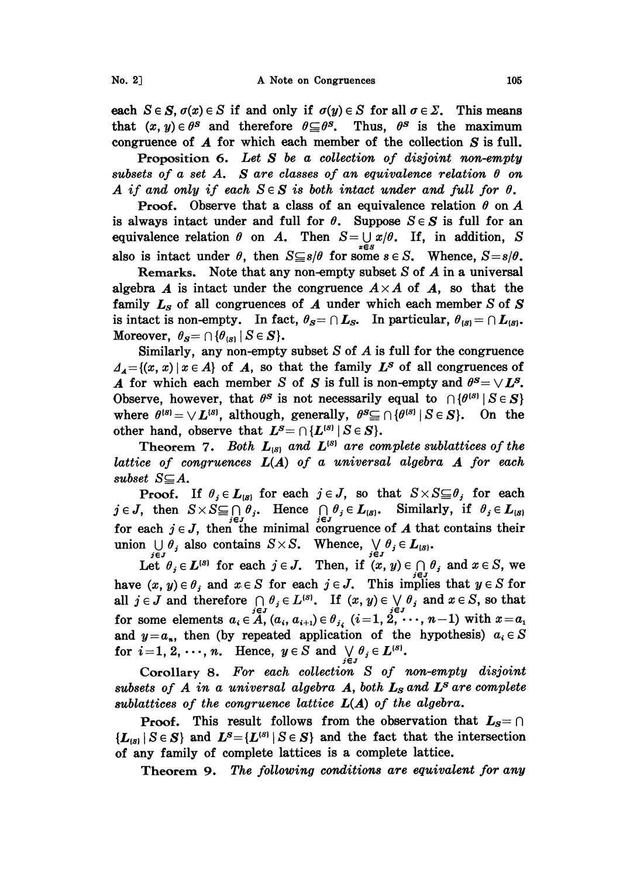each $S \in \boldsymbol{S}$, $\sigma(x) \in S$ if and only if $\sigma(y) \in S$ for all $\sigma \in \Sigma$. This means that $(x, y) \in \theta^{\boldsymbol{S}}$ and therefore $\theta \subseteq \theta^{\boldsymbol{S}}$. Thus, $\theta^{\boldsymbol{S}}$ is the maximum congruence of $\boldsymbol{A}$ for which each member of the collection $\boldsymbol{S}$ is full.

**Proposition 6.** *Let $\boldsymbol{S}$ be a collection of disjoint non-empty subsets of a set $A$. $\boldsymbol{S}$ are classes of an equivalence relation $\theta$ on $A$ if and only if each $S \in \boldsymbol{S}$ is both intact under and full for $\theta$.*

**Proof.** Observe that a class of an equivalence relation $\theta$ on $A$ is always intact under and full for $\theta$. Suppose $S \in \boldsymbol{S}$ is full for an equivalence relation $\theta$ on $A$. Then $S = \bigcup_{x \in S} x/\theta$. If, in addition, $S$ also is intact under $\theta$, then $S \subseteq s/\theta$ for some $s \in S$. Whence, $S = s/\theta$.

**Remarks.** Note that any non-empty subset $S$ of $A$ in a universal algebra $\boldsymbol{A}$ is intact under the congruence $A \times A$ of $\boldsymbol{A}$, so that the family $\boldsymbol{L}_{\boldsymbol{S}}$ of all congruences of $\boldsymbol{A}$ under which each member $S$ of $\boldsymbol{S}$ is intact is non-empty. In fact, $\theta_{\boldsymbol{S}} = \cap \boldsymbol{L}_{\boldsymbol{S}}$. In particular, $\theta_{\{S\}} = \cap \boldsymbol{L}_{\{S\}}$. Moreover, $\theta_{\boldsymbol{S}} = \cap \{\theta_{\{S\}} \mid S \in \boldsymbol{S}\}$.

Similarly, any non-empty subset $S$ of $A$ is full for the congruence $\Delta_A = \{(x, x) \mid x \in A\}$ of $\boldsymbol{A}$, so that the family $\boldsymbol{L}^{\boldsymbol{S}}$ of all congruences of $\boldsymbol{A}$ for which each member $S$ of $\boldsymbol{S}$ is full is non-empty and $\theta^{\boldsymbol{S}} = \vee \boldsymbol{L}^{\boldsymbol{S}}$. Observe, however, that $\theta^{\boldsymbol{S}}$ is not necessarily equal to $\cap \{\theta^{\{S\}} \mid S \in \boldsymbol{S}\}$ where $\theta^{\{S\}} = \vee \boldsymbol{L}^{\{S\}}$, although, generally, $\theta^{\boldsymbol{S}} \subseteq \cap \{\theta^{\{S\}} \mid S \in \boldsymbol{S}\}$. On the other hand, observe that $\boldsymbol{L}^{\boldsymbol{S}} = \cap \{\boldsymbol{L}^{\{S\}} \mid S \in \boldsymbol{S}\}$.

**Theorem 7.** *Both $\boldsymbol{L}_{\{S\}}$ and $\boldsymbol{L}^{\{S\}}$ are complete sublattices of the lattice of congruences $\boldsymbol{L}(\boldsymbol{A})$ of a universal algebra $\boldsymbol{A}$ for each subset $S \subseteq A$.*

**Proof.** If $\theta_j \in \boldsymbol{L}_{\{S\}}$ for each $j \in J$, so that $S \times S \subseteq \theta_j$ for each $j \in J$, then $S \times S \subseteq \bigcap_{j \in J} \theta_j$. Hence $\bigcap_{j \in J} \theta_j \in \boldsymbol{L}_{\{S\}}$. Similarly, if $\theta_j \in \boldsymbol{L}_{\{S\}}$ for each $j \in J$, then the minimal congruence of $\boldsymbol{A}$ that contains their union $\bigcup_{j \in J} \theta_j$ also contains $S \times S$. Whence, $\bigvee_{j \in J} \theta_j \in \boldsymbol{L}_{\{S\}}$.

Let $\theta_j \in \boldsymbol{L}^{\{S\}}$ for each $j \in J$. Then, if $(x, y) \in \bigcap_{j \in J} \theta_j$ and $x \in S$, we have $(x, y) \in \theta_j$ and $x \in S$ for each $j \in J$. This implies that $y \in S$ for all $j \in J$ and therefore $\bigcap_{j \in J} \theta_j \in \boldsymbol{L}^{\{S\}}$. If $(x, y) \in \bigvee_{j \in J} \theta_j$ and $x \in S$, so that for some elements $a_i \in A$, $(a_i, a_{i+1}) \in \theta_{j_i}$ $(i = 1, 2, \cdots, n-1)$ with $x = a_1$ and $y = a_n$, then (by repeated application of the hypothesis) $a_i \in S$ for $i = 1, 2, \cdots, n$. Hence, $y \in S$ and $\bigvee_{j \in J} \theta_j \in \boldsymbol{L}^{\{S\}}$.

**Corollary 8.** *For each collection $\boldsymbol{S}$ of non-empty disjoint subsets of $A$ in a universal algebra $\boldsymbol{A}$, both $\boldsymbol{L}_{\boldsymbol{S}}$ and $\boldsymbol{L}^{\boldsymbol{S}}$ are complete sublattices of the congruence lattice $\boldsymbol{L}(\boldsymbol{A})$ of the algebra.*

**Proof.** This result follows from the observation that $\boldsymbol{L}_{\boldsymbol{S}} = \cap \{\boldsymbol{L}_{\{S\}} \mid S \in \boldsymbol{S}\}$ and $\boldsymbol{L}^{\boldsymbol{S}} = \{\boldsymbol{L}^{\{S\}} \mid S \in \boldsymbol{S}\}$ and the fact that the intersection of any family of complete lattices is a complete lattice.

**Theorem 9.** *The following conditions are equivalent for any*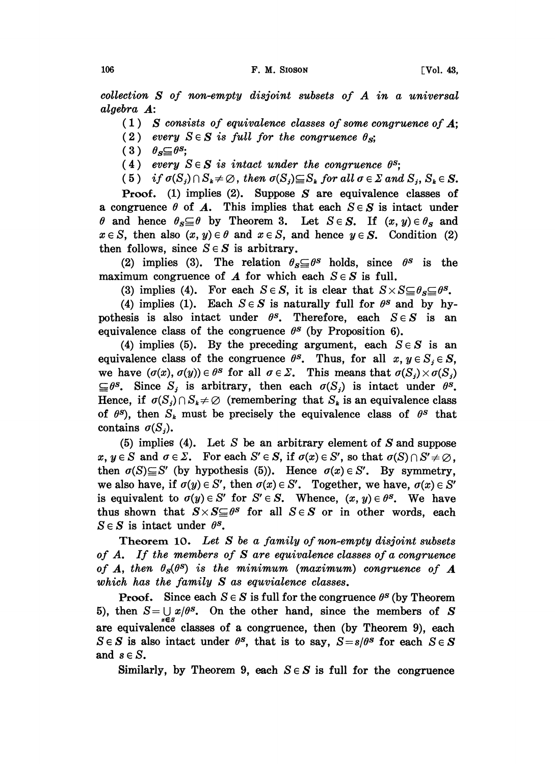*collection $\boldsymbol{S}$ of non-empty disjoint subsets of $A$ in a universal algebra $\boldsymbol{A}$:*

(1) *$\boldsymbol{S}$ consists of equivalence classes of some congruence of $\boldsymbol{A}$;*

(2) *every $S \in \boldsymbol{S}$ is full for the congruence $\theta_{\boldsymbol{S}}$;*

(3) *$\theta_{\boldsymbol{S}} \subseteqq \theta^{\boldsymbol{S}}$;*

(4) *every $S \in \boldsymbol{S}$ is intact under the congruence $\theta^{\boldsymbol{S}}$;*

(5) *if $\sigma(S_j) \cap S_k \neq \varnothing$, then $\sigma(S_j) \subseteqq S_k$ for all $\sigma \in \Sigma$ and $S_j, S_k \in \boldsymbol{S}$.*

**Proof.** (1) implies (2). Suppose $\boldsymbol{S}$ are equivalence classes of a congruence $\theta$ of $\boldsymbol{A}$. This implies that each $S \in \boldsymbol{S}$ is intact under $\theta$ and hence $\theta_{\boldsymbol{S}} \subseteqq \theta$ by Theorem 3. Let $S \in \boldsymbol{S}$. If $(x, y) \in \theta_{\boldsymbol{S}}$ and $x \in S$, then also $(x, y) \in \theta$ and $x \in S$, and hence $y \in S$. Condition (2) then follows, since $S \in \boldsymbol{S}$ is arbitrary.

(2) implies (3). The relation $\theta_{\boldsymbol{S}} \subseteqq \theta^{\boldsymbol{S}}$ holds, since $\theta^{\boldsymbol{S}}$ is the maximum congruence of $\boldsymbol{A}$ for which each $S \in \boldsymbol{S}$ is full.

(3) implies (4). For each $S \in \boldsymbol{S}$, it is clear that $S \times S \subseteqq \theta_{\boldsymbol{S}} \subseteqq \theta^{\boldsymbol{S}}$.

(4) implies (1). Each $S \in \boldsymbol{S}$ is naturally full for $\theta^{\boldsymbol{S}}$ and by hypothesis is also intact under $\theta^{\boldsymbol{S}}$. Therefore, each $S \in \boldsymbol{S}$ is an equivalence class of the congruence $\theta^{\boldsymbol{S}}$ (by Proposition 6).

(4) implies (5). By the preceding argument, each $S \in \boldsymbol{S}$ is an equivalence class of the congruence $\theta^{\boldsymbol{S}}$. Thus, for all $x, y \in S_j \in \boldsymbol{S}$, we have $(\sigma(x), \sigma(y)) \in \theta^{\boldsymbol{S}}$ for all $\sigma \in \Sigma$. This means that $\sigma(S_j) \times \sigma(S_j) \subseteqq \theta^{\boldsymbol{S}}$. Since $S_j$ is arbitrary, then each $\sigma(S_j)$ is intact under $\theta^{\boldsymbol{S}}$. Hence, if $\sigma(S_j) \cap S_k \neq \varnothing$ (remembering that $S_k$ is an equivalence class of $\theta^{\boldsymbol{S}}$), then $S_k$ must be precisely the equivalence class of $\theta^{\boldsymbol{S}}$ that contains $\sigma(S_j)$.

(5) implies (4). Let $S$ be an arbitrary element of $\boldsymbol{S}$ and suppose $x, y \in S$ and $\sigma \in \Sigma$. For each $S' \in \boldsymbol{S}$, if $\sigma(x) \in S'$, so that $\sigma(S) \cap S' \neq \varnothing$, then $\sigma(S) \subseteqq S'$ (by hypothesis (5)). Hence $\sigma(x) \in S'$. By symmetry, we also have, if $\sigma(y) \in S'$, then $\sigma(x) \in S'$. Together, we have, $\sigma(x) \in S'$ is equivalent to $\sigma(y) \in S'$ for $S' \in \boldsymbol{S}$. Whence, $(x, y) \in \theta^{\boldsymbol{S}}$. We have thus shown that $S \times S \subseteqq \theta^{\boldsymbol{S}}$ for all $S \in \boldsymbol{S}$ or in other words, each $S \in \boldsymbol{S}$ is intact under $\theta^{\boldsymbol{S}}$.

**Theorem 10.** *Let $\boldsymbol{S}$ be a family of non-empty disjoint subsets of $A$. If the members of $\boldsymbol{S}$ are equivalence classes of a congruence of $\boldsymbol{A}$, then $\theta_{\boldsymbol{S}}(\theta^{\boldsymbol{S}})$ is the minimum (maximum) congruence of $\boldsymbol{A}$ which has the family $\boldsymbol{S}$ as equvialence classes.*

**Proof.** Since each $S \in \boldsymbol{S}$ is full for the congruence $\theta^{\boldsymbol{S}}$ (by Theorem 5), then $S = \bigcup_{x \in S} x/\theta^{\boldsymbol{S}}$. On the other hand, since the members of $\boldsymbol{S}$ are equivalence classes of a congruence, then (by Theorem 9), each $S \in \boldsymbol{S}$ is also intact under $\theta^{\boldsymbol{S}}$, that is to say, $S = s/\theta^{\boldsymbol{S}}$ for each $S \in \boldsymbol{S}$ and $s \in S$.

Similarly, by Theorem 9, each $S \in \boldsymbol{S}$ is full for the congruence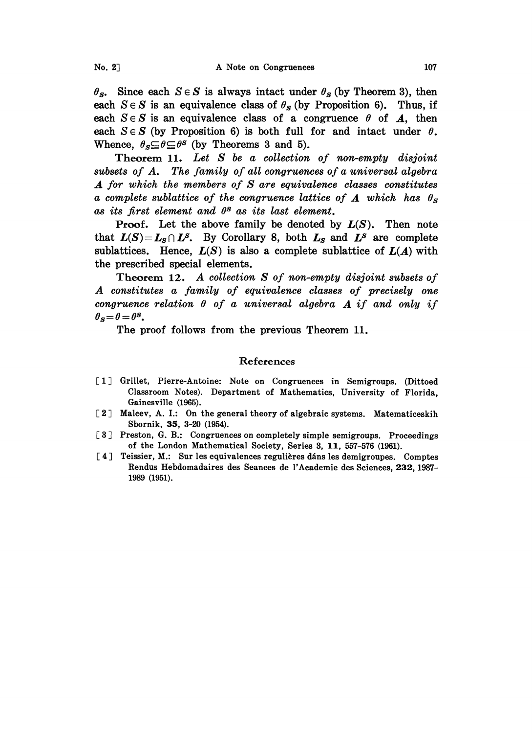$\theta_S$. Since each $S \in \boldsymbol{S}$ is always intact under $\theta_{\boldsymbol{S}}$ (by Theorem 3), then each $S \in \boldsymbol{S}$ is an equivalence class of $\theta_{\boldsymbol{S}}$ (by Proposition 6). Thus, if each $S \in \boldsymbol{S}$ is an equivalence class of a congruence $\theta$ of $\boldsymbol{A}$, then each $S \in \boldsymbol{S}$ (by Proposition 6) is both full for and intact under $\theta$. Whence, $\theta_{\boldsymbol{S}} \subseteq \theta \subseteq \theta^{\boldsymbol{S}}$ (by Theorems 3 and 5).

**Theorem 11.** *Let $\boldsymbol{S}$ be a collection of non-empty disjoint subsets of $A$. The family of all congruences of a universal algebra $\boldsymbol{A}$ for which the members of $\boldsymbol{S}$ are equivalence classes constitutes a complete sublattice of the congruence lattice of $\boldsymbol{A}$ which has $\theta_{\boldsymbol{S}}$ as its first element and $\theta^{\boldsymbol{S}}$ as its last element.*

**Proof.** Let the above family be denoted by $\boldsymbol{L}(\boldsymbol{S})$. Then note that $\boldsymbol{L}(\boldsymbol{S}) = \boldsymbol{L}_{\boldsymbol{S}} \cap \boldsymbol{L}^{\boldsymbol{S}}$. By Corollary 8, both $\boldsymbol{L}_{\boldsymbol{S}}$ and $\boldsymbol{L}^{\boldsymbol{S}}$ are complete sublattices. Hence, $\boldsymbol{L}(\boldsymbol{S})$ is also a complete sublattice of $\boldsymbol{L}(\boldsymbol{A})$ with the prescribed special elements.

**Theorem 12.** *A collection $\boldsymbol{S}$ of non-empty disjoint subsets of $A$ constitutes a family of equivalence classes of precisely one congruence relation $\theta$ of a universal algebra $\boldsymbol{A}$ if and only if $\theta_{\boldsymbol{S}} = \theta = \theta^{\boldsymbol{S}}$.*

The proof follows from the previous Theorem 11.

## References

[1] Grillet, Pierre-Antoine: Note on Congruences in Semigroups. (Dittoed Classroom Notes). Department of Mathematics, University of Florida, Gainesville (1965).

[2] Malcev, A. I.: On the general theory of algebraic systems. Matematiceskih Sbornik, **35**, 3-20 (1954).

[3] Preston, G. B.: Congruences on completely simple semigroups. Proceedings of the London Mathematical Society, Series 3, **11**, 557-576 (1961).

[4] Teissier, M.: Sur les equivalences regulières dáns les demigroupes. Comptes Rendus Hebdomadaires des Seances de l'Academie des Sciences, **232**, 1987-1989 (1951).